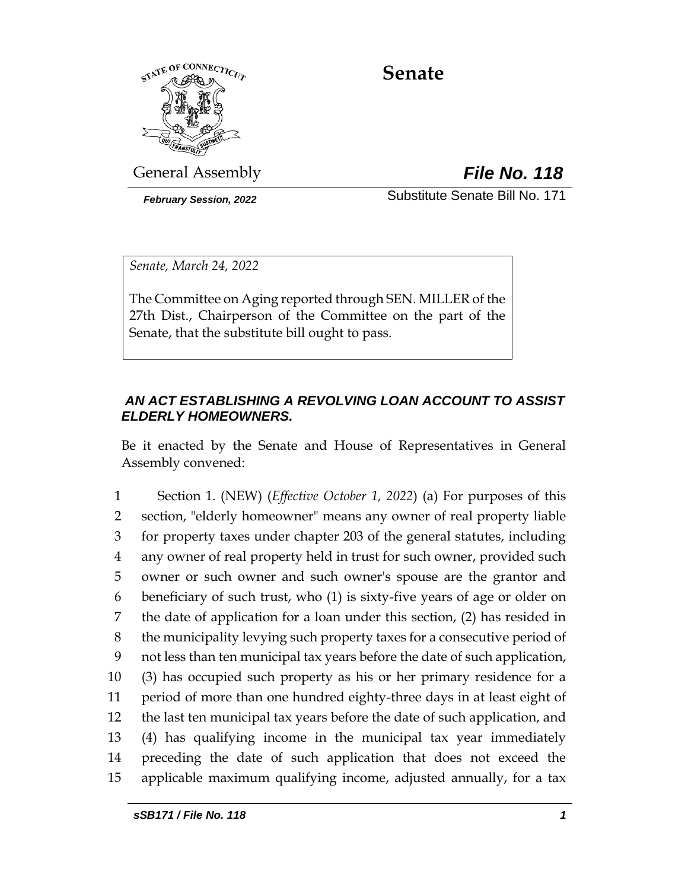# Senate

General Assembly

***File No. 118***

*February Session, 2022*

Substitute Senate Bill No. 171

*Senate, March 24, 2022*

The Committee on Aging reported through SEN. MILLER of the 27th Dist., Chairperson of the Committee on the part of the Senate, that the substitute bill ought to pass.

***AN ACT ESTABLISHING A REVOLVING LOAN ACCOUNT TO ASSIST ELDERLY HOMEOWNERS.***

Be it enacted by the Senate and House of Representatives in General Assembly convened:

1 Section 1. (NEW) (*Effective October 1, 2022*) (a) For purposes of this
2 section, "elderly homeowner" means any owner of real property liable
3 for property taxes under chapter 203 of the general statutes, including
4 any owner of real property held in trust for such owner, provided such
5 owner or such owner and such owner's spouse are the grantor and
6 beneficiary of such trust, who (1) is sixty-five years of age or older on
7 the date of application for a loan under this section, (2) has resided in
8 the municipality levying such property taxes for a consecutive period of
9 not less than ten municipal tax years before the date of such application,
10 (3) has occupied such property as his or her primary residence for a
11 period of more than one hundred eighty-three days in at least eight of
12 the last ten municipal tax years before the date of such application, and
13 (4) has qualifying income in the municipal tax year immediately
14 preceding the date of such application that does not exceed the
15 applicable maximum qualifying income, adjusted annually, for a tax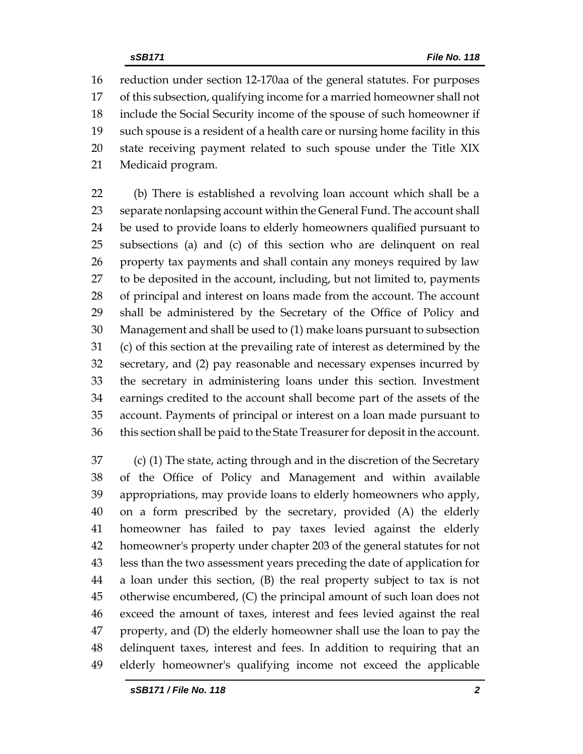reduction under section 12-170aa of the general statutes. For purposes of this subsection, qualifying income for a married homeowner shall not include the Social Security income of the spouse of such homeowner if such spouse is a resident of a health care or nursing home facility in this state receiving payment related to such spouse under the Title XIX Medicaid program.

(b) There is established a revolving loan account which shall be a separate nonlapsing account within the General Fund. The account shall be used to provide loans to elderly homeowners qualified pursuant to subsections (a) and (c) of this section who are delinquent on real property tax payments and shall contain any moneys required by law to be deposited in the account, including, but not limited to, payments of principal and interest on loans made from the account. The account shall be administered by the Secretary of the Office of Policy and Management and shall be used to (1) make loans pursuant to subsection (c) of this section at the prevailing rate of interest as determined by the secretary, and (2) pay reasonable and necessary expenses incurred by the secretary in administering loans under this section. Investment earnings credited to the account shall become part of the assets of the account. Payments of principal or interest on a loan made pursuant to this section shall be paid to the State Treasurer for deposit in the account.

(c) (1) The state, acting through and in the discretion of the Secretary of the Office of Policy and Management and within available appropriations, may provide loans to elderly homeowners who apply, on a form prescribed by the secretary, provided (A) the elderly homeowner has failed to pay taxes levied against the elderly homeowner's property under chapter 203 of the general statutes for not less than the two assessment years preceding the date of application for a loan under this section, (B) the real property subject to tax is not otherwise encumbered, (C) the principal amount of such loan does not exceed the amount of taxes, interest and fees levied against the real property, and (D) the elderly homeowner shall use the loan to pay the delinquent taxes, interest and fees. In addition to requiring that an elderly homeowner's qualifying income not exceed the applicable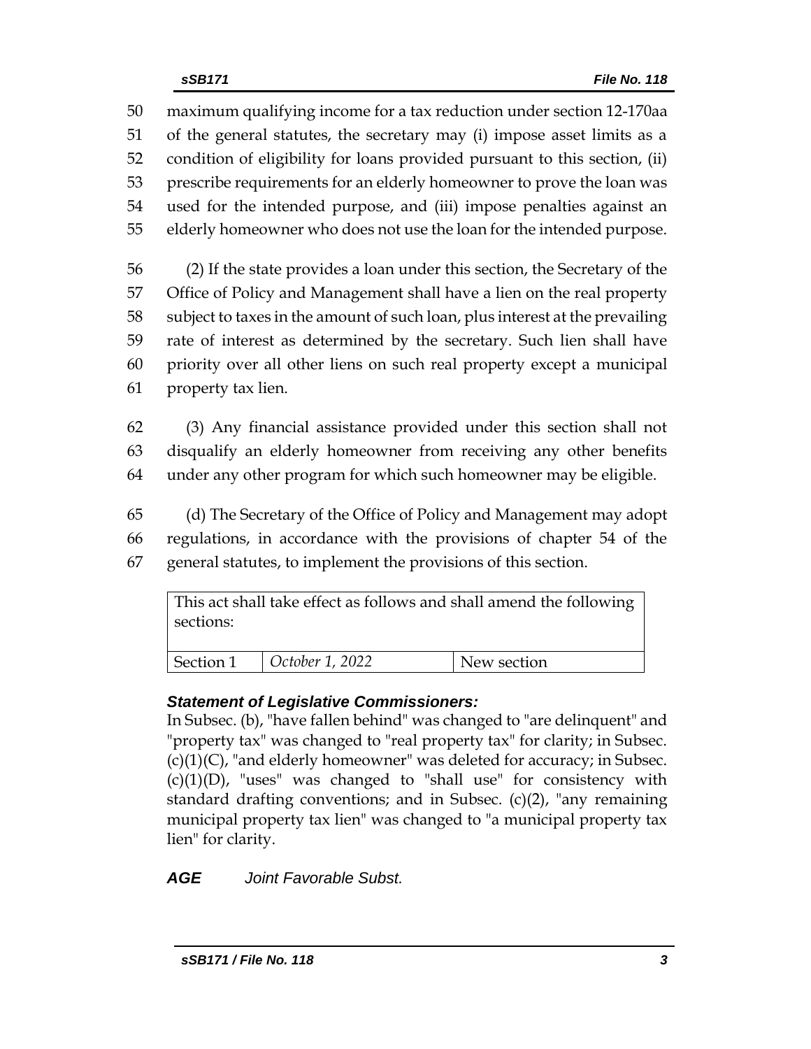maximum qualifying income for a tax reduction under section 12-170aa of the general statutes, the secretary may (i) impose asset limits as a condition of eligibility for loans provided pursuant to this section, (ii) prescribe requirements for an elderly homeowner to prove the loan was used for the intended purpose, and (iii) impose penalties against an elderly homeowner who does not use the loan for the intended purpose.

(2) If the state provides a loan under this section, the Secretary of the Office of Policy and Management shall have a lien on the real property subject to taxes in the amount of such loan, plus interest at the prevailing rate of interest as determined by the secretary. Such lien shall have priority over all other liens on such real property except a municipal property tax lien.

(3) Any financial assistance provided under this section shall not disqualify an elderly homeowner from receiving any other benefits under any other program for which such homeowner may be eligible.

(d) The Secretary of the Office of Policy and Management may adopt regulations, in accordance with the provisions of chapter 54 of the general statutes, to implement the provisions of this section.

| This act shall take effect as follows and shall amend the following sections: | | |
|---|---|---|
| Section 1 | *October 1, 2022* | New section |

***Statement of Legislative Commissioners:***

In Subsec. (b), "have fallen behind" was changed to "are delinquent" and "property tax" was changed to "real property tax" for clarity; in Subsec. (c)(1)(C), "and elderly homeowner" was deleted for accuracy; in Subsec. (c)(1)(D), "uses" was changed to "shall use" for consistency with standard drafting conventions; and in Subsec. (c)(2), "any remaining municipal property tax lien" was changed to "a municipal property tax lien" for clarity.

***AGE*** *Joint Favorable Subst.*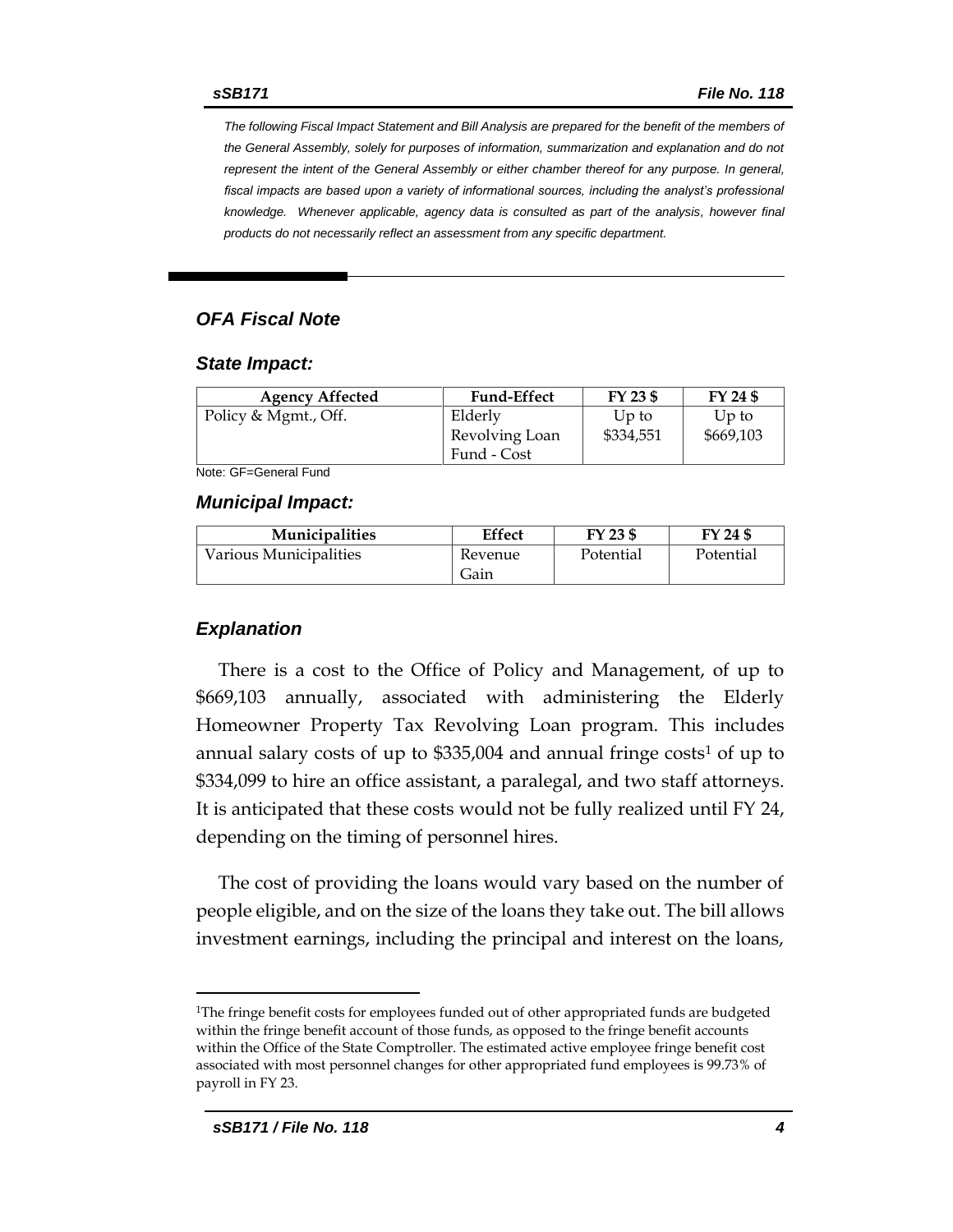*The following Fiscal Impact Statement and Bill Analysis are prepared for the benefit of the members of the General Assembly, solely for purposes of information, summarization and explanation and do not represent the intent of the General Assembly or either chamber thereof for any purpose. In general, fiscal impacts are based upon a variety of informational sources, including the analyst's professional knowledge. Whenever applicable, agency data is consulted as part of the analysis, however final products do not necessarily reflect an assessment from any specific department.*

## *OFA Fiscal Note*

### *State Impact:*

| Agency Affected | Fund-Effect | FY 23 $ | FY 24 $ |
|---|---|---|---|
| Policy & Mgmt., Off. | Elderly Revolving Loan Fund - Cost | Up to $334,551 | Up to $669,103 |

Note: GF=General Fund

### *Municipal Impact:*

| Municipalities | Effect | FY 23 $ | FY 24 $ |
|---|---|---|---|
| Various Municipalities | Revenue Gain | Potential | Potential |

### *Explanation*

There is a cost to the Office of Policy and Management, of up to $669,103 annually, associated with administering the Elderly Homeowner Property Tax Revolving Loan program. This includes annual salary costs of up to $335,004 and annual fringe costs[1] of up to $334,099 to hire an office assistant, a paralegal, and two staff attorneys. It is anticipated that these costs would not be fully realized until FY 24, depending on the timing of personnel hires.

The cost of providing the loans would vary based on the number of people eligible, and on the size of the loans they take out. The bill allows investment earnings, including the principal and interest on the loans,

[1] The fringe benefit costs for employees funded out of other appropriated funds are budgeted within the fringe benefit account of those funds, as opposed to the fringe benefit accounts within the Office of the State Comptroller. The estimated active employee fringe benefit cost associated with most personnel changes for other appropriated fund employees is 99.73% of payroll in FY 23.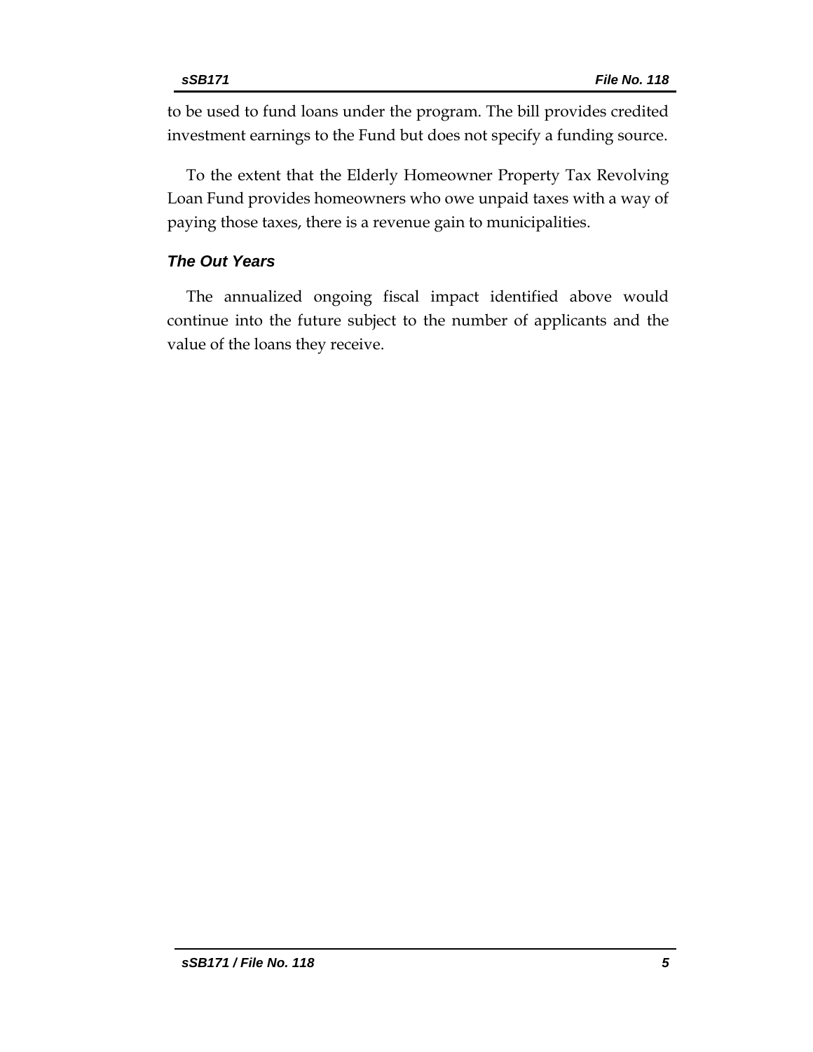to be used to fund loans under the program. The bill provides credited investment earnings to the Fund but does not specify a funding source.

To the extent that the Elderly Homeowner Property Tax Revolving Loan Fund provides homeowners who owe unpaid taxes with a way of paying those taxes, there is a revenue gain to municipalities.

### *The Out Years*

The annualized ongoing fiscal impact identified above would continue into the future subject to the number of applicants and the value of the loans they receive.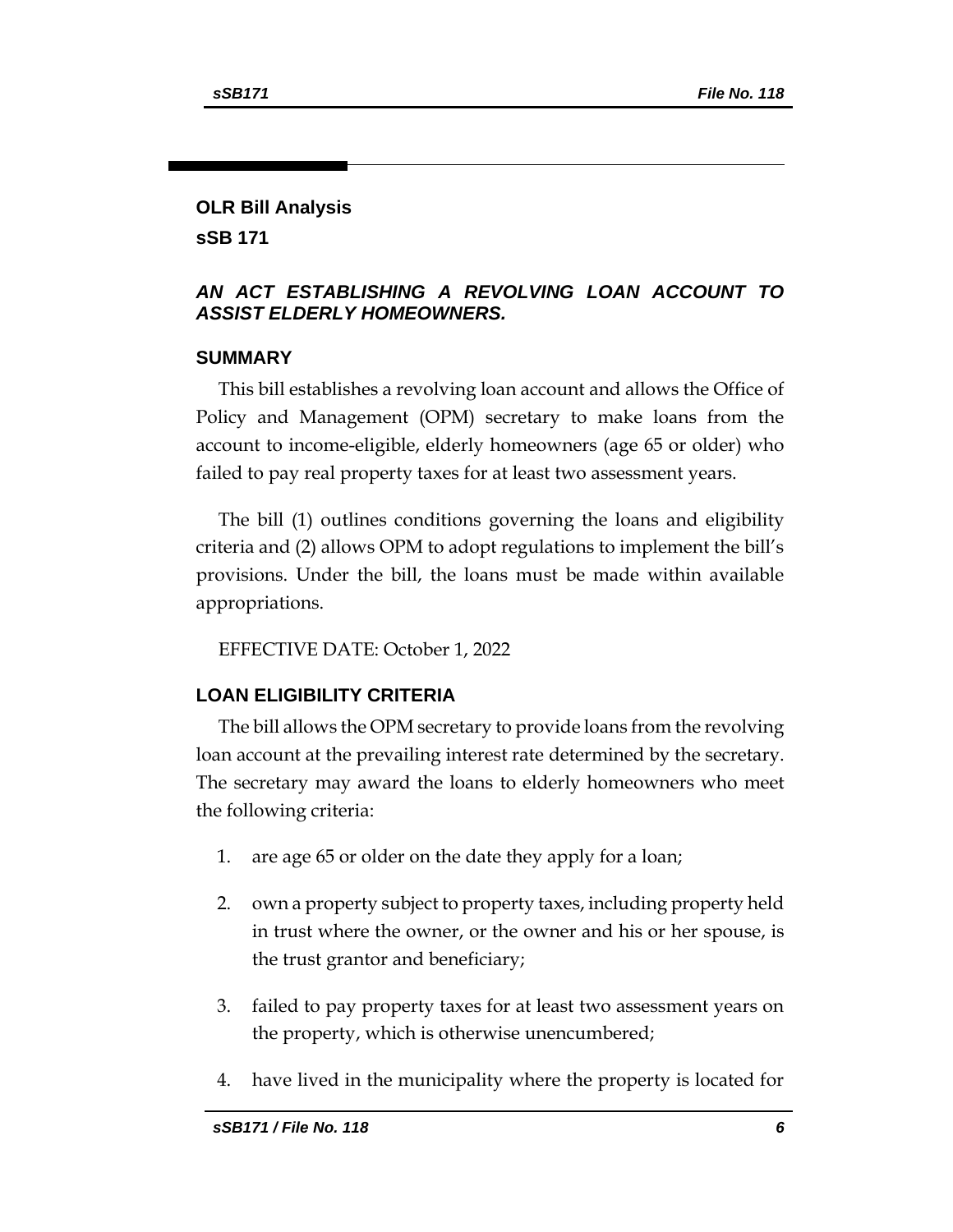## OLR Bill Analysis

## sSB 171

### *AN ACT ESTABLISHING A REVOLVING LOAN ACCOUNT TO ASSIST ELDERLY HOMEOWNERS.*

### SUMMARY

This bill establishes a revolving loan account and allows the Office of Policy and Management (OPM) secretary to make loans from the account to income-eligible, elderly homeowners (age 65 or older) who failed to pay real property taxes for at least two assessment years.

The bill (1) outlines conditions governing the loans and eligibility criteria and (2) allows OPM to adopt regulations to implement the bill's provisions. Under the bill, the loans must be made within available appropriations.

EFFECTIVE DATE: October 1, 2022

### LOAN ELIGIBILITY CRITERIA

The bill allows the OPM secretary to provide loans from the revolving loan account at the prevailing interest rate determined by the secretary. The secretary may award the loans to elderly homeowners who meet the following criteria:

1. are age 65 or older on the date they apply for a loan;
2. own a property subject to property taxes, including property held in trust where the owner, or the owner and his or her spouse, is the trust grantor and beneficiary;
3. failed to pay property taxes for at least two assessment years on the property, which is otherwise unencumbered;
4. have lived in the municipality where the property is located for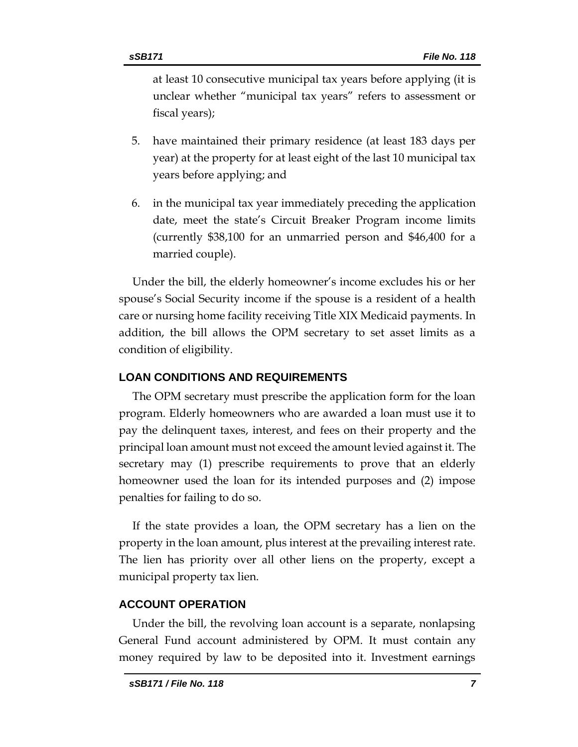at least 10 consecutive municipal tax years before applying (it is unclear whether "municipal tax years" refers to assessment or fiscal years);

5. have maintained their primary residence (at least 183 days per year) at the property for at least eight of the last 10 municipal tax years before applying; and
6. in the municipal tax year immediately preceding the application date, meet the state's Circuit Breaker Program income limits (currently $38,100 for an unmarried person and $46,400 for a married couple).

Under the bill, the elderly homeowner's income excludes his or her spouse's Social Security income if the spouse is a resident of a health care or nursing home facility receiving Title XIX Medicaid payments. In addition, the bill allows the OPM secretary to set asset limits as a condition of eligibility.

## LOAN CONDITIONS AND REQUIREMENTS

The OPM secretary must prescribe the application form for the loan program. Elderly homeowners who are awarded a loan must use it to pay the delinquent taxes, interest, and fees on their property and the principal loan amount must not exceed the amount levied against it. The secretary may (1) prescribe requirements to prove that an elderly homeowner used the loan for its intended purposes and (2) impose penalties for failing to do so.

If the state provides a loan, the OPM secretary has a lien on the property in the loan amount, plus interest at the prevailing interest rate. The lien has priority over all other liens on the property, except a municipal property tax lien.

## ACCOUNT OPERATION

Under the bill, the revolving loan account is a separate, nonlapsing General Fund account administered by OPM. It must contain any money required by law to be deposited into it. Investment earnings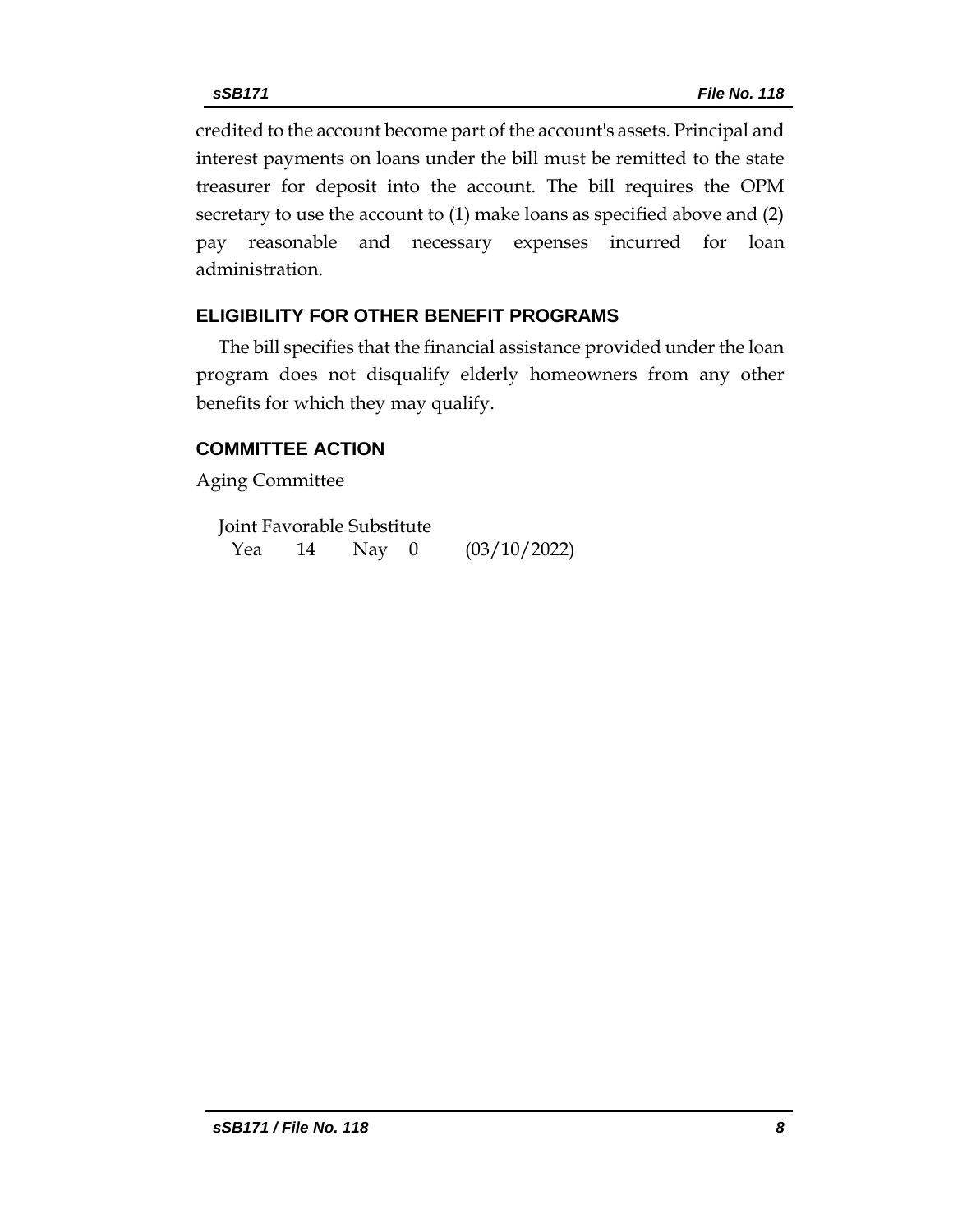credited to the account become part of the account's assets. Principal and interest payments on loans under the bill must be remitted to the state treasurer for deposit into the account. The bill requires the OPM secretary to use the account to (1) make loans as specified above and (2) pay reasonable and necessary expenses incurred for loan administration.

## ELIGIBILITY FOR OTHER BENEFIT PROGRAMS

The bill specifies that the financial assistance provided under the loan program does not disqualify elderly homeowners from any other benefits for which they may qualify.

## COMMITTEE ACTION

Aging Committee

Joint Favorable Substitute
Yea 14 Nay 0 (03/10/2022)